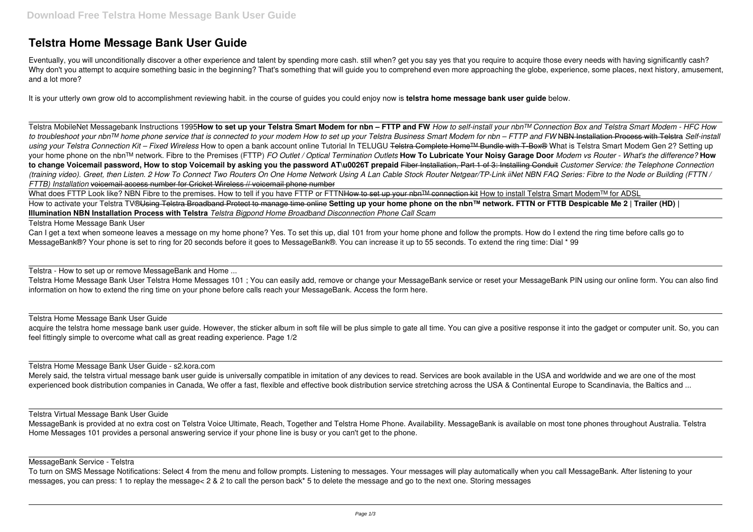# Telstra Home Message Bank User Guide

Eventually, you will unconditionally discover a other experience and talent by spending more cash. still when? get you say yes that you require to acquire those every needs with having significantly cash? Why don't you attempt to acquire something basic in the beginning? That's something that will guide you to comprehend even more approaching the globe, experience, some places, next history, amusement, and a lot more?

It is your utterly own grow old to accomplishment reviewing habit. in the course of guides you could enjoy now is **telstra home message bank user guide** below.

Telstra MobileNet Messagebank Instructions 1995 **How to set up your Telstra Smart Modem for nbn – FTTP and FW** *How to self-install your nbn™ Connection Box and Telstra Smart Modem - HFC How to troubleshoot your nbn™ home phone service that is connected to your modem How to set up your Telstra Business Smart Modem for nbn – FTTP and FW* ~~NBN Installation Process with Telstra~~ *Self-install using your Telstra Connection Kit – Fixed Wireless* How to open a bank account online Tutorial In TELUGU ~~Telstra Complete Home™ Bundle with T-Box®~~ What is Telstra Smart Modem Gen 2? Setting up your home phone on the nbn™ network. Fibre to the Premises (FTTP) *FO Outlet / Optical Termination Outlets* **How To Lubricate Your Noisy Garage Door** *Modem vs Router - What's the difference?* **How to change Voicemail password, How to stop Voicemail by asking you the password AT\u0026T prepaid** ~~Fiber Installation, Part 1 of 3: Installing Conduit~~ *Customer Service: the Telephone Connection (training video). Greet, then Listen. 2 How To Connect Two Routers On One Home Network Using A Lan Cable Stock Router Netgear/TP-Link iiNet NBN FAQ Series: Fibre to the Node or Building (FTTN / FTTB) Installation* ~~voicemail access number for Cricket Wireless // voicemail phone number~~

What does FTTP Look like? NBN Fibre to the premises. How to tell if you have FTTP or FTTN ~~How to set up your nbn™ connection kit~~ How to install Telstra Smart Modem™ for ADSL

How to activate your Telstra TV® ~~Using Telstra Broadband Protect to manage time online~~ **Setting up your home phone on the nbn™ network. FTTN or FTTB Despicable Me 2 | Trailer (HD) | Illumination NBN Installation Process with Telstra** *Telstra Bigpond Home Broadband Disconnection Phone Call Scam*

Telstra Home Message Bank User

Can I get a text when someone leaves a message on my home phone? Yes. To set this up, dial 101 from your home phone and follow the prompts. How do I extend the ring time before calls go to MessageBank®? Your phone is set to ring for 20 seconds before it goes to MessageBank®. You can increase it up to 55 seconds. To extend the ring time: Dial * 99

Telstra - How to set up or remove MessageBank and Home ...

Telstra Home Message Bank User Telstra Home Messages 101 ; You can easily add, remove or change your MessageBank service or reset your MessageBank PIN using our online form. You can also find information on how to extend the ring time on your phone before calls reach your MessageBank. Access the form here.

Telstra Home Message Bank User Guide

acquire the telstra home message bank user guide. However, the sticker album in soft file will be plus simple to gate all time. You can give a positive response it into the gadget or computer unit. So, you can feel fittingly simple to overcome what call as great reading experience. Page 1/2

Telstra Home Message Bank User Guide - s2.kora.com

Merely said, the telstra virtual message bank user guide is universally compatible in imitation of any devices to read. Services are book available in the USA and worldwide and we are one of the most experienced book distribution companies in Canada, We offer a fast, flexible and effective book distribution service stretching across the USA & Continental Europe to Scandinavia, the Baltics and ...

Telstra Virtual Message Bank User Guide

MessageBank is provided at no extra cost on Telstra Voice Ultimate, Reach, Together and Telstra Home Phone. Availability. MessageBank is available on most tone phones throughout Australia. Telstra Home Messages 101 provides a personal answering service if your phone line is busy or you can't get to the phone.

MessageBank Service - Telstra

To turn on SMS Message Notifications: Select 4 from the menu and follow prompts. Listening to messages. Your messages will play automatically when you call MessageBank. After listening to your messages, you can press: 1 to replay the message< 2 & 2 to call the person back* 5 to delete the message and go to the next one. Storing messages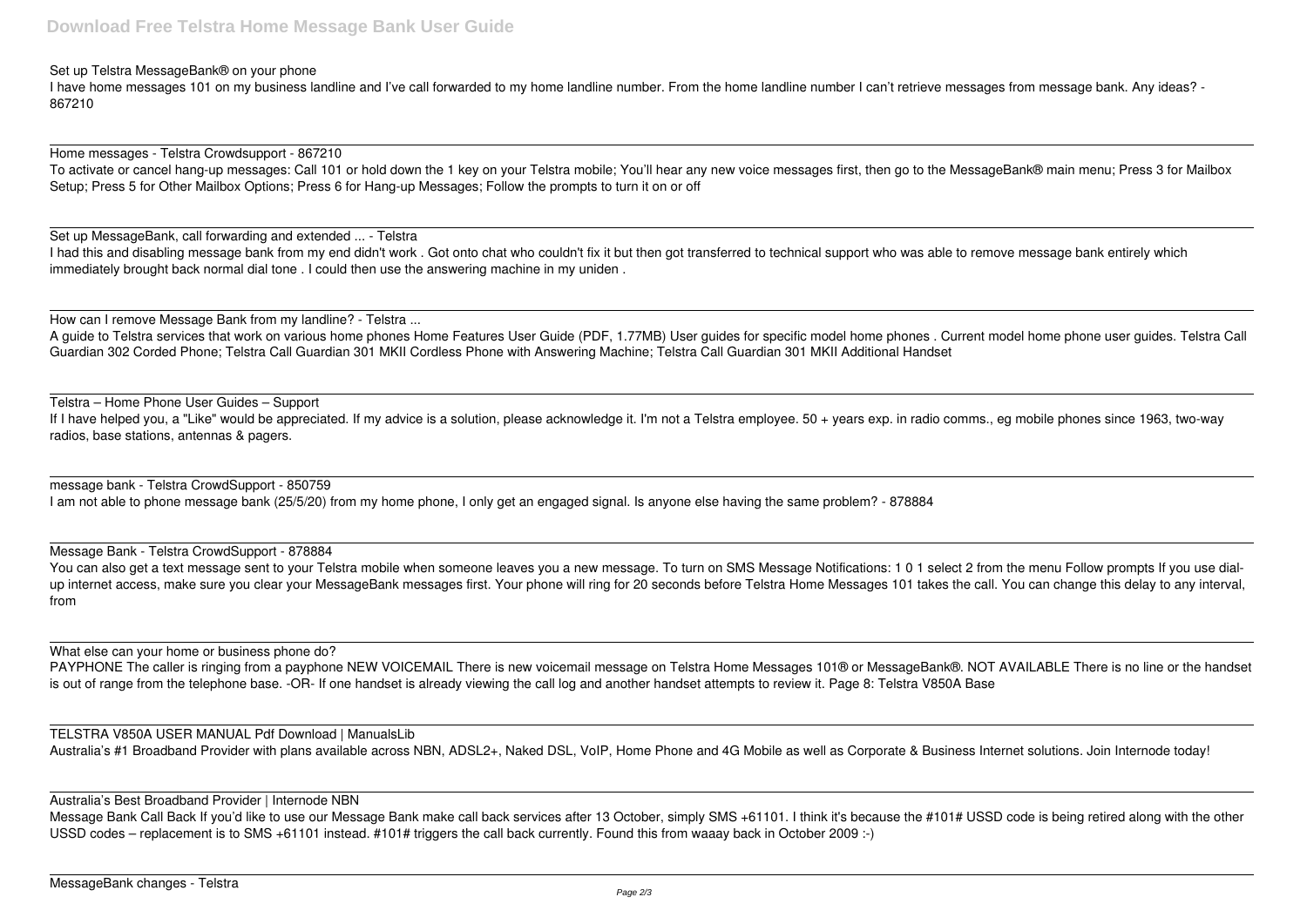Set up Telstra MessageBank® on your phone

I have home messages 101 on my business landline and I've call forwarded to my home landline number. From the home landline number I can't retrieve messages from message bank. Any ideas? - 867210

Home messages - Telstra Crowdsupport - 867210

To activate or cancel hang-up messages: Call 101 or hold down the 1 key on your Telstra mobile; You'll hear any new voice messages first, then go to the MessageBank® main menu; Press 3 for Mailbox Setup; Press 5 for Other Mailbox Options; Press 6 for Hang-up Messages; Follow the prompts to turn it on or off

Set up MessageBank, call forwarding and extended ... - Telstra

I had this and disabling message bank from my end didn't work . Got onto chat who couldn't fix it but then got transferred to technical support who was able to remove message bank entirely which immediately brought back normal dial tone . I could then use the answering machine in my uniden .

How can I remove Message Bank from my landline? - Telstra ...

A guide to Telstra services that work on various home phones Home Features User Guide (PDF, 1.77MB) User guides for specific model home phones . Current model home phone user guides. Telstra Call Guardian 302 Corded Phone; Telstra Call Guardian 301 MKII Cordless Phone with Answering Machine; Telstra Call Guardian 301 MKII Additional Handset

Telstra – Home Phone User Guides – Support

If I have helped you, a "Like" would be appreciated. If my advice is a solution, please acknowledge it. I'm not a Telstra employee. 50 + years exp. in radio comms., eg mobile phones since 1963, two-way radios, base stations, antennas & pagers.

message bank - Telstra CrowdSupport - 850759

I am not able to phone message bank (25/5/20) from my home phone, I only get an engaged signal. Is anyone else having the same problem? - 878884

Message Bank - Telstra CrowdSupport - 878884

You can also get a text message sent to your Telstra mobile when someone leaves you a new message. To turn on SMS Message Notifications: 1 0 1 select 2 from the menu Follow prompts If you use dial-up internet access, make sure you clear your MessageBank messages first. Your phone will ring for 20 seconds before Telstra Home Messages 101 takes the call. You can change this delay to any interval, from

What else can your home or business phone do?

PAYPHONE The caller is ringing from a payphone NEW VOICEMAIL There is new voicemail message on Telstra Home Messages 101® or MessageBank®. NOT AVAILABLE There is no line or the handset is out of range from the telephone base. -OR- If one handset is already viewing the call log and another handset attempts to review it. Page 8: Telstra V850A Base

TELSTRA V850A USER MANUAL Pdf Download | ManualsLib

Australia's #1 Broadband Provider with plans available across NBN, ADSL2+, Naked DSL, VoIP, Home Phone and 4G Mobile as well as Corporate & Business Internet solutions. Join Internode today!

Australia's Best Broadband Provider | Internode NBN

Message Bank Call Back If you'd like to use our Message Bank make call back services after 13 October, simply SMS +61101. I think it's because the #101# USSD code is being retired along with the other USSD codes – replacement is to SMS +61101 instead. #101# triggers the call back currently. Found this from waaay back in October 2009 :-)

MessageBank changes - Telstra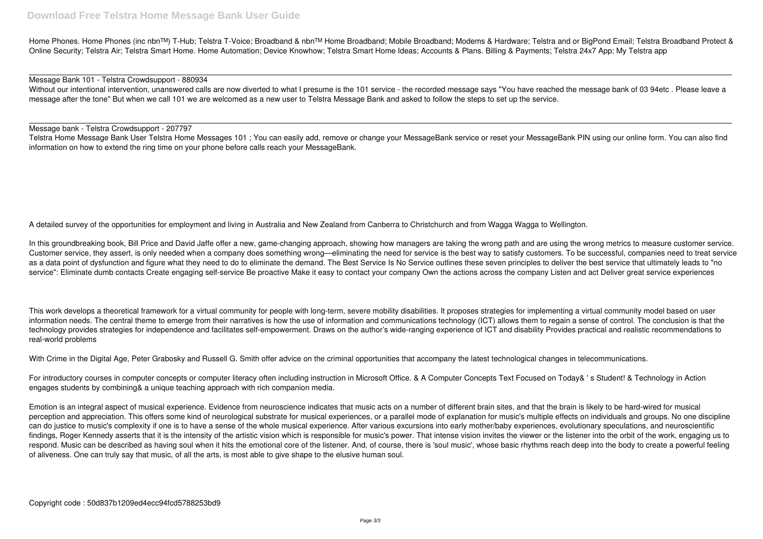Home Phones. Home Phones (inc nbn™) T-Hub; Telstra T-Voice; Broadband & nbn™ Home Broadband; Mobile Broadband; Modems & Hardware; Telstra and or BigPond Email; Telstra Broadband Protect & Online Security; Telstra Air; Telstra Smart Home. Home Automation; Device Knowhow; Telstra Smart Home Ideas; Accounts & Plans. Billing & Payments; Telstra 24x7 App; My Telstra app

---

Message Bank 101 - Telstra Crowdsupport - 880934

Without our intentional intervention, unanswered calls are now diverted to what I presume is the 101 service - the recorded message says "You have reached the message bank of 03 94etc . Please leave a message after the tone" But when we call 101 we are welcomed as a new user to Telstra Message Bank and asked to follow the steps to set up the service.

---

Message bank - Telstra Crowdsupport - 207797

Telstra Home Message Bank User Telstra Home Messages 101 ; You can easily add, remove or change your MessageBank service or reset your MessageBank PIN using our online form. You can also find information on how to extend the ring time on your phone before calls reach your MessageBank.

A detailed survey of the opportunities for employment and living in Australia and New Zealand from Canberra to Christchurch and from Wagga Wagga to Wellington.

In this groundbreaking book, Bill Price and David Jaffe offer a new, game-changing approach, showing how managers are taking the wrong path and are using the wrong metrics to measure customer service. Customer service, they assert, is only needed when a company does something wrong—eliminating the need for service is the best way to satisfy customers. To be successful, companies need to treat service as a data point of dysfunction and figure what they need to do to eliminate the demand. The Best Service Is No Service outlines these seven principles to deliver the best service that ultimately leads to "no service": Eliminate dumb contacts Create engaging self-service Be proactive Make it easy to contact your company Own the actions across the company Listen and act Deliver great service experiences

This work develops a theoretical framework for a virtual community for people with long-term, severe mobility disabilities. It proposes strategies for implementing a virtual community model based on user information needs. The central theme to emerge from their narratives is how the use of information and communications technology (ICT) allows them to regain a sense of control. The conclusion is that the technology provides strategies for independence and facilitates self-empowerment. Draws on the author's wide-ranging experience of ICT and disability Provides practical and realistic recommendations to real-world problems

With Crime in the Digital Age, Peter Grabosky and Russell G. Smith offer advice on the criminal opportunities that accompany the latest technological changes in telecommunications.

For introductory courses in computer concepts or computer literacy often including instruction in Microsoft Office. & A Computer Concepts Text Focused on Today& ' s Student! & Technology in Action engages students by combining& a unique teaching approach with rich companion media.

Emotion is an integral aspect of musical experience. Evidence from neuroscience indicates that music acts on a number of different brain sites, and that the brain is likely to be hard-wired for musical perception and appreciation. This offers some kind of neurological substrate for musical experiences, or a parallel mode of explanation for music's multiple effects on individuals and groups. No one discipline can do justice to music's complexity if one is to have a sense of the whole musical experience. After various excursions into early mother/baby experiences, evolutionary speculations, and neuroscientific findings, Roger Kennedy asserts that it is the intensity of the artistic vision which is responsible for music's power. That intense vision invites the viewer or the listener into the orbit of the work, engaging us to respond. Music can be described as having soul when it hits the emotional core of the listener. And, of course, there is 'soul music', whose basic rhythms reach deep into the body to create a powerful feeling of aliveness. One can truly say that music, of all the arts, is most able to give shape to the elusive human soul.

Copyright code : 50d837b1209ed4ecc94fcd5788253bd9